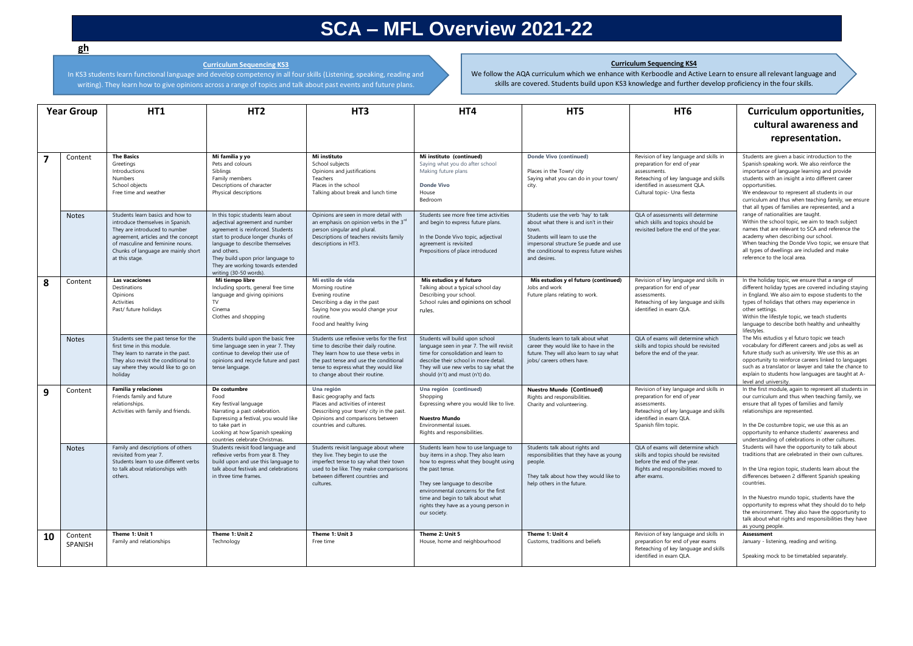# SCA – MFL Overview 2021-22

**gh**

**Curriculum Sequencing KS3**

In KS3 students learn functional language and develop competency in all four skills (Listening, speaking, reading and writing). They learn how to give opinions across a range of topics and talk about past events and future plans.

**Curriculum Sequencing KS4**

We follow the AQA curriculum which we enhance with Kerboodle and Active Learn to ensure all relevant language and skills are covered. Students build upon KS3 knowledge and further develop proficiency in the four skills.

| Year Group | | HT1 | HT2 | HT3 | HT4 | HT5 | HT6 | Curriculum opportunities, cultural awareness and representation. |
|---|---|---|---|---|---|---|---|---|
| **7** | Content | **The Basics** Greetings Introductions Numbers Family members School objects Free time and weather | **Mi familia y yo** Pets and colours Siblings Descriptions of character Physical descriptions | **Mi instituto** School subjects Opinions and justifications Teachers Places in the school Talking about break and lunch time | **Mi instituto (continued)** Saying what you do after school Making future plans **Donde Vivo** House Bedroom | **Donde Vivo (continued)** Places in the Town/ city Saying what you can do in your town/ city. | Revision of key language and skills in preparation for end of year assessments. Reteaching of key language and skills identified in assessment QLA. Cultural topic- Una fiesta | Students are given a basic introduction to the Spanish speaking work. We also reinforce the importance of language learning and provide students with an insight a into different career opportunities. We endeavour to represent all students in our curriculum and thus when teaching family, we ensure that all types of families are represented, and a range of nationalities are taught. Within the school topic, we aim to teach subject names that are relevant to SCA and reference the academy when describing our school. When teaching the Donde Vivo topic, we ensure that all types of dwellings are included and make reference to the local area. |
| | Notes | Students learn basics and how to introduce themselves in Spanish. They are introduced to number agreement, articles and the concept of masculine and feminine nouns. Chunks of language are mainly short at this stage. | In this topic students learn about adjectival agreement and number agreement is reinforced. Students start to produce longer chunks of language to describe themselves and others. They build upon prior language to They are working towards extended writing (30-50 words). | Opinions are seen in more detail with an emphasis on opinion verbs in the 3rd person singular and plural. Descriptions of teachers revisits family descriptions in HT3. | Students see more free time activities and begin to express future plans. In the Donde Vivo topic, adjectival agreement is revisited Prepositions of place introduced | Students use the verb 'hay' to talk about what there is and isn't in their town. Students will learn to use the impersonal structure Se puede and use the conditional to express future wishes and desires. | QLA of assessments will determine which skills and topics should be revisited before the end of the year. | |
| **8** | Content | **Las vacaciones** Destinations Opinions Activities Past/ future holidays | **Mi tiempo libre** Including sports, general free time language and giving opinions TV Cinema Clothes and shopping | **Mi estilo de vida** Morning routine Evening routine Describing a day in the past Saying how you would change your routine. Food and healthy living | **Mis estudios y el futuro** Talking about a typical school day Describing your school. School rules and opinions on school rules. | **Mis estudios y el futuro (continued)** Jobs and work Future plans relating to work. | Revision of key language and skills in preparation for end of year assessments. Reteaching of key language and skills identified in exam QLA. | In the holiday topic, we ensure that a range of different holiday types are covered including staying in England. We also aim to expose students to the types of holidays that others may experience in other settings. Within the lifestyle topic, we teach students language to describe both healthy and unhealthy lifestyles. The Mis estudios y el futuro topic we teach vocabulary for different careers and jobs as well as future study such as university. We use this as an opportunity to reinforce careers linked to languages such as a translator or lawyer and take the chance to explain to students how languages are taught at A-level and university. |
| | Notes | Students see the past tense for the first time in this module. They learn to narrate in the past. They also revisit the conditional to say where they would like to go on holiday | Students build upon the basic free time language seen in year 7. They continue to develop their use of opinions and recycle future and past tense language. | Students use reflexive verbs for the first time to describe their daily routine. They learn how to use these verbs in the past tense and use the conditional tense to express what they would like to change about their routine. | Students will build upon school language seen in year 7. The will revisit time for consolidation and learn to describe their school in more detail. They will use new verbs to say what the should (n't) and must (n't) do. | Students learn to talk about what career they would like to have in the future. They will also learn to say what jobs/ careers others have. | QLA of exams will determine which skills and topics should be revisited before the end of the year. | |
| **9** | Content | **Familia y relaciones** Friends family and future relationships. Activities with family and friends. | **De costumbre** Food Key festival language Narrating a past celebration. Expressing a festival, you would like to take part in Looking at how Spanish speaking countries celebrate Christmas. | **Una región** Basic geography and facts Places and activities of interest Desscribing your town/ city in the past. Opinions and comparisons between countries and cultures. | **Una región (continued)** Shopping Expressing where you would like to live. **Nuestro Mundo** Environmental issues. Rights and responsibilities. | **Nuestro Mundo (Continued)** Rights and responsibilities. Charity and volunteering. | Revision of key language and skills in preparation for end of year assessments. Reteaching of key language and skills identified in exam QLA. Spanish film topic. | In the first module, again to represent all students in our curriculum and thus when teaching family, we ensure that all types of families and family relationships are represented. In the De costumbre topic, we use this as an opportunity to enhance students' awareness and understanding of celebrations in other cultures. Students will have the opportunity to talk about traditions that are celebrated in their own cultures. In the Una region topic, students learn about the differences between 2 different Spanish speaking countries. In the Nuestro mundo topic, students have the opportunity to express what they should do to help the environment. They also have the opportunity to talk about what rights and responsibilities they have as young people. |
| | Notes | Family and descriptions of others revisited from year 7. Students learn to use different verbs to talk about relationships with others. | Students revisit food language and reflexive verbs from year 8. They build upon and use this language to talk about festivals and celebrations in three time frames. | Students revisit language about where they live. They begin to use the imperfect tense to say what their town used to be like. They make comparisons between different countries and cultures. | Students learn how to use language to buy items in a shop. They also learn how to express what they bought using the past tense. They see language to describe environmental concerns for the first time and begin to talk about what rights they have as a young person in our society. | Students talk about rights and responsibilities that they have as young people. They talk about how they would like to help others in the future. | QLA of exams will determine which skills and topics should be revisited before the end of the year. Rights and responsibilities moved to after exams. | |
| **10** | Content SPANISH | **Theme 1: Unit 1** Family and relationships | **Theme 1: Unit 2** Technology | **Theme 1: Unit 3** Free time | **Theme 2: Unit 5** House, home and neighbourhood | **Theme 1: Unit 4** Customs, traditions and beliefs | Revision of key language and skills in preparation for end of year exams Reteaching of key language and skills identified in exam QLA. | **Assessment** January - listening, reading and writing. Speaking mock to be timetabled separately. |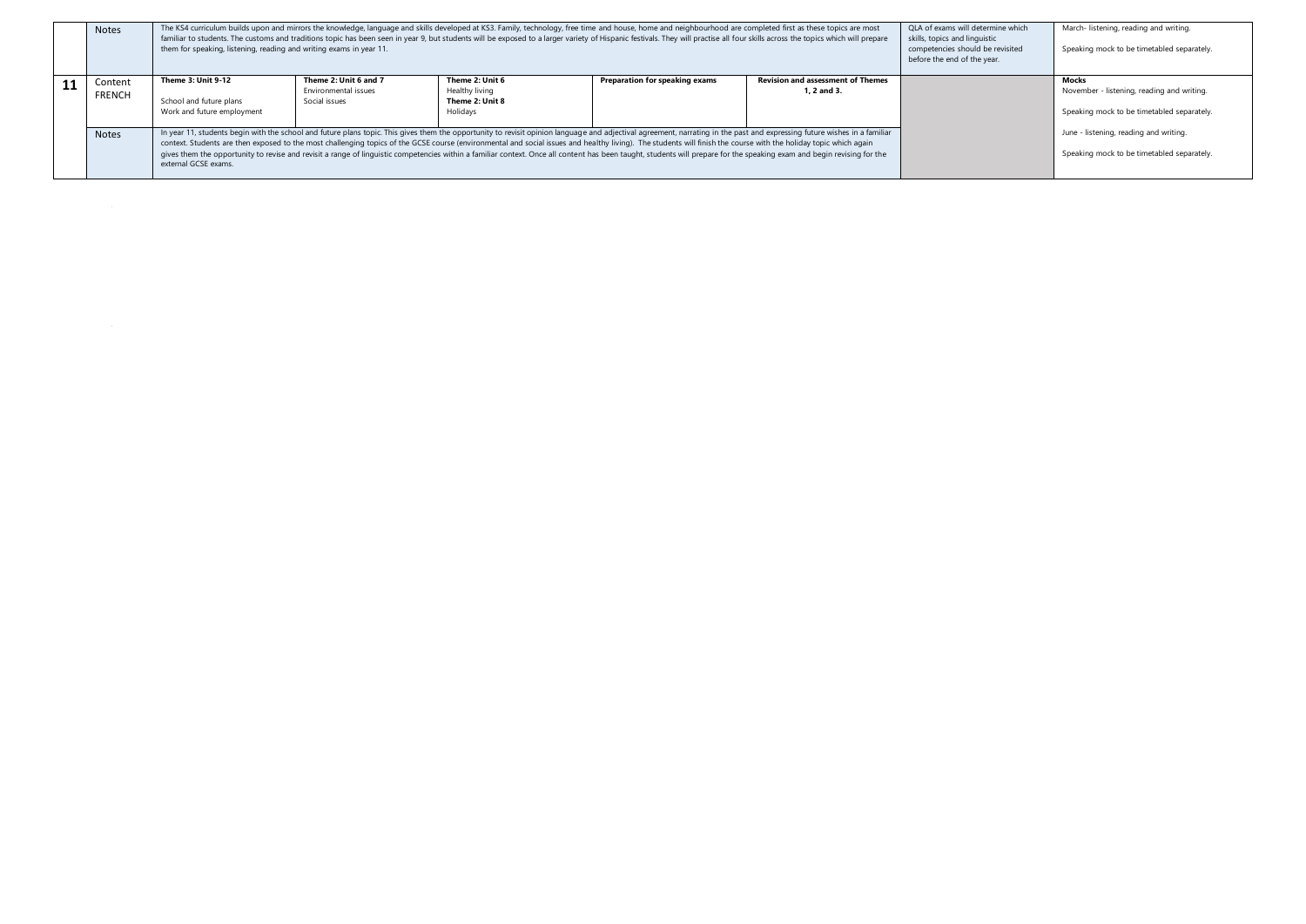| | | | | | | | | |
|---|---|---|---|---|---|---|---|---|
| | Notes | The KS4 curriculum builds upon and mirrors the knowledge, language and skills developed at KS3. Family, technology, free time and house, home and neighbourhood are completed first as these topics are most familiar to students. The customs and traditions topic has been seen in year 9, but students will be exposed to a larger variety of Hispanic festivals. They will practise all four skills across the topics which will prepare them for speaking, listening, reading and writing exams in year 11. | | | | | QLA of exams will determine which skills, topics and linguistic competencies should be revisited before the end of the year. | March- listening, reading and writing.<br><br>Speaking mock to be timetabled separately. |
| **11** | Content FRENCH | **Theme 3: Unit 9-12**<br><br>School and future plans<br>Work and future employment | **Theme 2: Unit 6 and 7**<br>Environmental issues<br>Social issues | **Theme 2: Unit 6**<br>Healthy living<br>**Theme 2: Unit 8**<br>Holidays | **Preparation for speaking exams** | **Revision and assessment of Themes 1, 2 and 3.** | | **Mocks**<br>November - listening, reading and writing.<br><br>Speaking mock to be timetabled separately.<br><br>June - listening, reading and writing.<br><br>Speaking mock to be timetabled separately. |
| | Notes | In year 11, students begin with the school and future plans topic. This gives them the opportunity to revisit opinion language and adjectival agreement, narrating in the past and expressing future wishes in a familiar context. Students are then exposed to the most challenging topics of the GCSE course (environmental and social issues and healthy living). The students will finish the course with the holiday topic which again gives them the opportunity to revise and revisit a range of linguistic competencies within a familiar context. Once all content has been taught, students will prepare for the speaking exam and begin revising for the external GCSE exams. | | | | | | |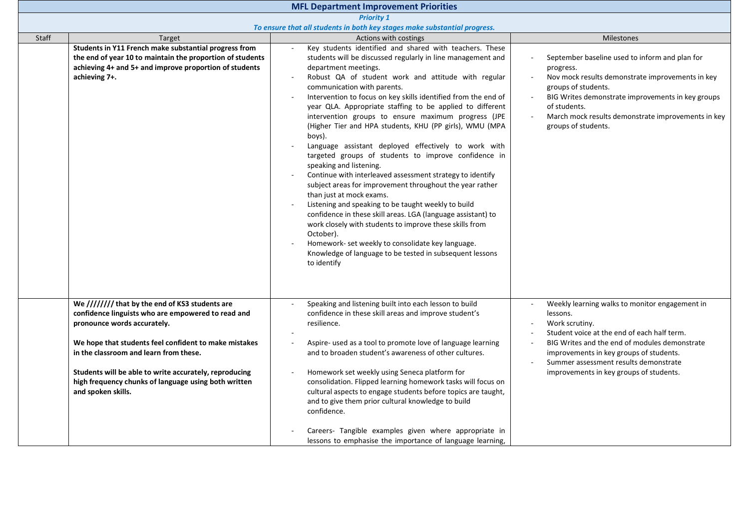| MFL Department Improvement Priorities | | | |
|---|---|---|---|
| ***Priority 1*** <br> ***To ensure that all students in both key stages make substantial progress.*** | | | |
| Staff | Target | Actions with costings | Milestones |
| | **Students in Y11 French make substantial progress from the end of year 10 to maintain the proportion of students achieving 4+ and 5+ and improve proportion of students achieving 7+.** | - Key students identified and shared with teachers. These students will be discussed regularly in line management and department meetings.<br>- Robust QA of student work and attitude with regular communication with parents.<br>- Intervention to focus on key skills identified from the end of year QLA. Appropriate staffing to be applied to different intervention groups to ensure maximum progress (JPE (Higher Tier and HPA students, KHU (PP girls), WMU (MPA boys).<br>- Language assistant deployed effectively to work with targeted groups of students to improve confidence in speaking and listening.<br>- Continue with interleaved assessment strategy to identify subject areas for improvement throughout the year rather than just at mock exams.<br>- Listening and speaking to be taught weekly to build confidence in these skill areas. LGA (language assistant) to work closely with students to improve these skills from October).<br>- Homework- set weekly to consolidate key language. Knowledge of language to be tested in subsequent lessons to identify | - September baseline used to inform and plan for progress.<br>- Nov mock results demonstrate improvements in key groups of students.<br>- BIG Writes demonstrate improvements in key groups of students.<br>- March mock results demonstrate improvements in key groups of students. |
| | **We //////// that by the end of KS3 students are confidence linguists who are empowered to read and pronounce words accurately.**<br><br>**We hope that students feel confident to make mistakes in the classroom and learn from these.**<br><br>**Students will be able to write accurately, reproducing high frequency chunks of language using both written and spoken skills.** | - Speaking and listening built into each lesson to build confidence in these skill areas and improve student's resilience.<br>-<br>- Aspire- used as a tool to promote love of language learning and to broaden student's awareness of other cultures.<br><br>- Homework set weekly using Seneca platform for consolidation. Flipped learning homework tasks will focus on cultural aspects to engage students before topics are taught, and to give them prior cultural knowledge to build confidence.<br><br>- Careers- Tangible examples given where appropriate in lessons to emphasise the importance of language learning, | - Weekly learning walks to monitor engagement in lessons.<br>- Work scrutiny.<br>- Student voice at the end of each half term.<br>- BIG Writes and the end of modules demonstrate improvements in key groups of students.<br>- Summer assessment results demonstrate improvements in key groups of students. |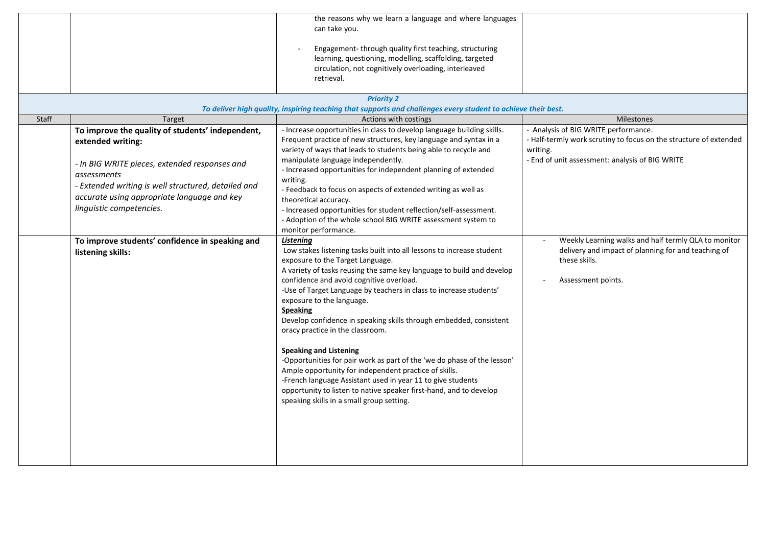| | | | |
|---|---|---|---|
| | | the reasons why we learn a language and where languages can take you.<br><br>- Engagement- through quality first teaching, structuring learning, questioning, modelling, scaffolding, targeted circulation, not cognitively overloading, interleaved retrieval. | |
| ***Priority 2***<br>***To deliver high quality, inspiring teaching that supports and challenges every student to achieve their best.*** | | | |
| Staff | Target | Actions with costings | Milestones |
| | **To improve the quality of students' independent, extended writing:**<br><br>*- In BIG WRITE pieces, extended responses and assessments*<br>*- Extended writing is well structured, detailed and accurate using appropriate language and key linguistic competencies.* | - Increase opportunities in class to develop language building skills. Frequent practice of new structures, key language and syntax in a variety of ways that leads to students being able to recycle and manipulate language independently.<br>- Increased opportunities for independent planning of extended writing.<br>- Feedback to focus on aspects of extended writing as well as theoretical accuracy.<br>- Increased opportunities for student reflection/self-assessment.<br>- Adoption of the whole school BIG WRITE assessment system to monitor performance. | - Analysis of BIG WRITE performance.<br>- Half-termly work scrutiny to focus on the structure of extended writing.<br>- End of unit assessment: analysis of BIG WRITE |
| | **To improve students' confidence in speaking and listening skills:** | ***Listening***<br>Low stakes listening tasks built into all lessons to increase student exposure to the Target Language.<br>A variety of tasks reusing the same key language to build and develop confidence and avoid cognitive overload.<br>-Use of Target Language by teachers in class to increase students' exposure to the language.<br>**Speaking**<br>Develop confidence in speaking skills through embedded, consistent oracy practice in the classroom.<br><br>**Speaking and Listening**<br>-Opportunities for pair work as part of the 'we do phase of the lesson' Ample opportunity for independent practice of skills.<br>-French language Assistant used in year 11 to give students opportunity to listen to native speaker first-hand, and to develop speaking skills in a small group setting. | - Weekly Learning walks and half termly QLA to monitor delivery and impact of planning for and teaching of these skills.<br><br>- Assessment points. |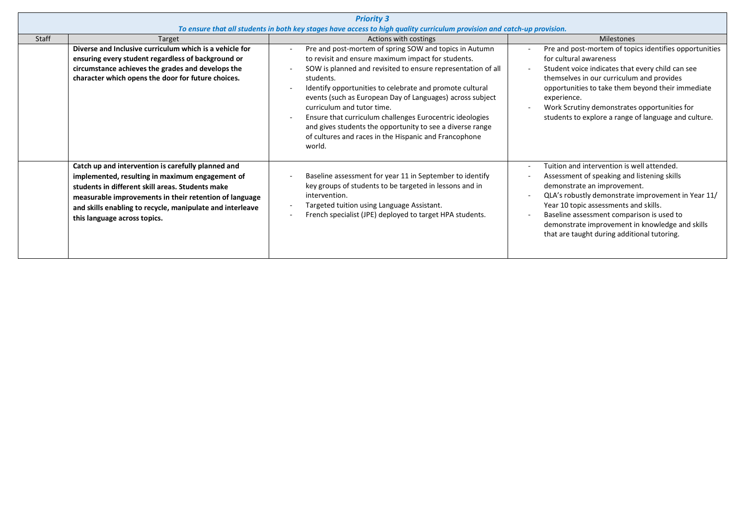***Priority 3***

***To ensure that all students in both key stages have access to high quality curriculum provision and catch-up provision.***

| Staff | Target | Actions with costings | Milestones |
|---|---|---|---|
| | **Diverse and Inclusive curriculum which is a vehicle for ensuring every student regardless of background or circumstance achieves the grades and develops the character which opens the door for future choices.** | - Pre and post-mortem of spring SOW and topics in Autumn to revisit and ensure maximum impact for students.<br>- SOW is planned and revisited to ensure representation of all students.<br>- Identify opportunities to celebrate and promote cultural events (such as European Day of Languages) across subject curriculum and tutor time.<br>- Ensure that curriculum challenges Eurocentric ideologies and gives students the opportunity to see a diverse range of cultures and races in the Hispanic and Francophone world. | - Pre and post-mortem of topics identifies opportunities for cultural awareness<br>- Student voice indicates that every child can see themselves in our curriculum and provides opportunities to take them beyond their immediate experience.<br>- Work Scrutiny demonstrates opportunities for students to explore a range of language and culture. |
| | **Catch up and intervention is carefully planned and implemented, resulting in maximum engagement of students in different skill areas. Students make measurable improvements in their retention of language and skills enabling to recycle, manipulate and interleave this language across topics.** | - Baseline assessment for year 11 in September to identify key groups of students to be targeted in lessons and in intervention.<br>- Targeted tuition using Language Assistant.<br>- French specialist (JPE) deployed to target HPA students. | - Tuition and intervention is well attended.<br>- Assessment of speaking and listening skills demonstrate an improvement.<br>- QLA's robustly demonstrate improvement in Year 11/ Year 10 topic assessments and skills.<br>- Baseline assessment comparison is used to demonstrate improvement in knowledge and skills that are taught during additional tutoring. |